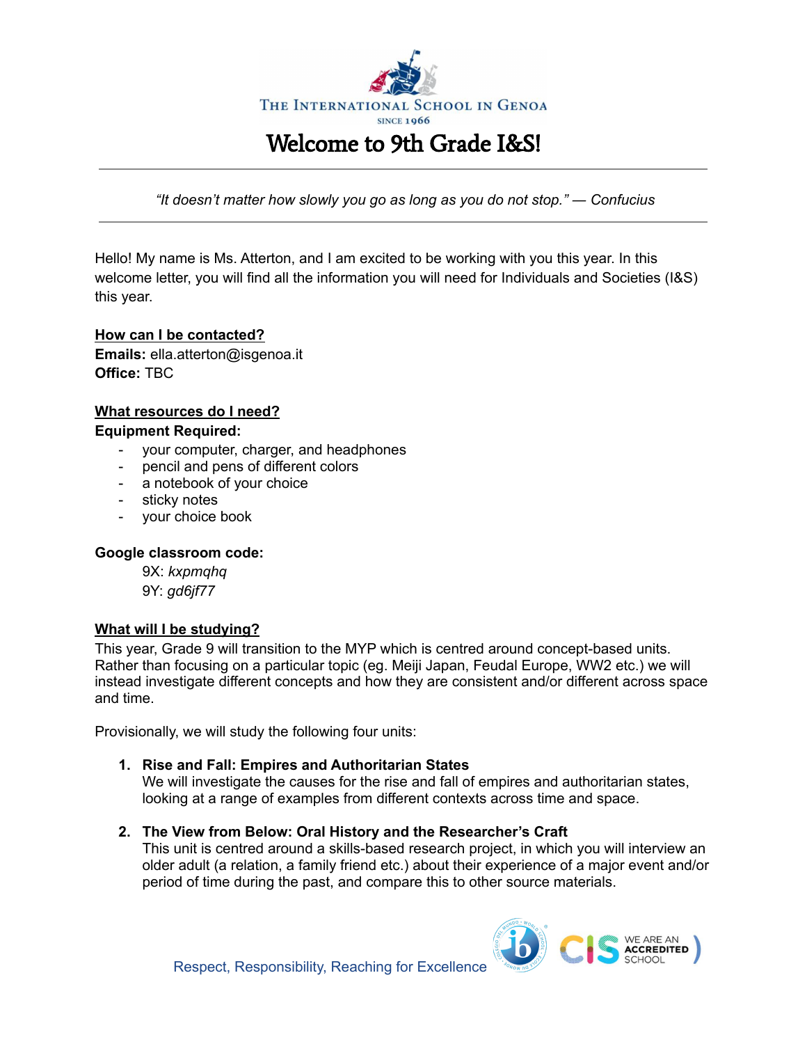THE INTERNATIONAL SCHOOL IN GENOA
SINCE 1966

# Welcome to 9th Grade I&S!

*"It doesn't matter how slowly you go as long as you do not stop." — Confucius*

Hello! My name is Ms. Atterton, and I am excited to be working with you this year. In this welcome letter, you will find all the information you will need for Individuals and Societies (I&S) this year.

## How can I be contacted?

**Emails:** ella.atterton@isgenoa.it
**Office:** TBC

## What resources do I need?

**Equipment Required:**

- your computer, charger, and headphones
- pencil and pens of different colors
- a notebook of your choice
- sticky notes
- your choice book

**Google classroom code:**

9X: *kxpmqhq*
9Y: *gd6jf77*

## What will I be studying?

This year, Grade 9 will transition to the MYP which is centred around concept-based units. Rather than focusing on a particular topic (eg. Meiji Japan, Feudal Europe, WW2 etc.) we will instead investigate different concepts and how they are consistent and/or different across space and time.

Provisionally, we will study the following four units:

1. **Rise and Fall: Empires and Authoritarian States**
   We will investigate the causes for the rise and fall of empires and authoritarian states, looking at a range of examples from different contexts across time and space.

2. **The View from Below: Oral History and the Researcher's Craft**
   This unit is centred around a skills-based research project, in which you will interview an older adult (a relation, a family friend etc.) about their experience of a major event and/or period of time during the past, and compare this to other source materials.

Respect, Responsibility, Reaching for Excellence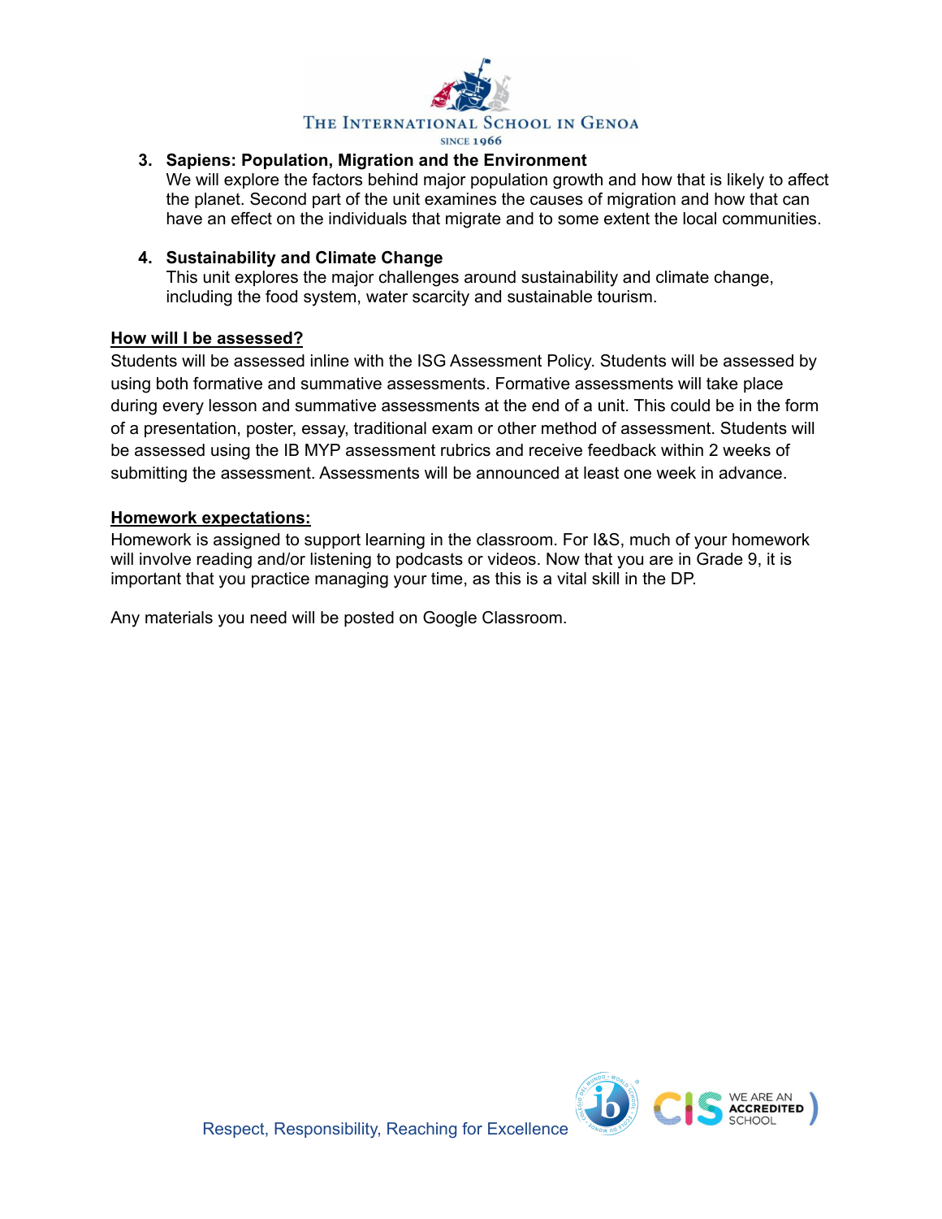3. **Sapiens: Population, Migration and the Environment**
   We will explore the factors behind major population growth and how that is likely to affect the planet. Second part of the unit examines the causes of migration and how that can have an effect on the individuals that migrate and to some extent the local communities.

4. **Sustainability and Climate Change**
   This unit explores the major challenges around sustainability and climate change, including the food system, water scarcity and sustainable tourism.

## How will I be assessed?

Students will be assessed inline with the ISG Assessment Policy. Students will be assessed by using both formative and summative assessments. Formative assessments will take place during every lesson and summative assessments at the end of a unit. This could be in the form of a presentation, poster, essay, traditional exam or other method of assessment. Students will be assessed using the IB MYP assessment rubrics and receive feedback within 2 weeks of submitting the assessment. Assessments will be announced at least one week in advance.

## Homework expectations:

Homework is assigned to support learning in the classroom. For I&S, much of your homework will involve reading and/or listening to podcasts or videos. Now that you are in Grade 9, it is important that you practice managing your time, as this is a vital skill in the DP.

Any materials you need will be posted on Google Classroom.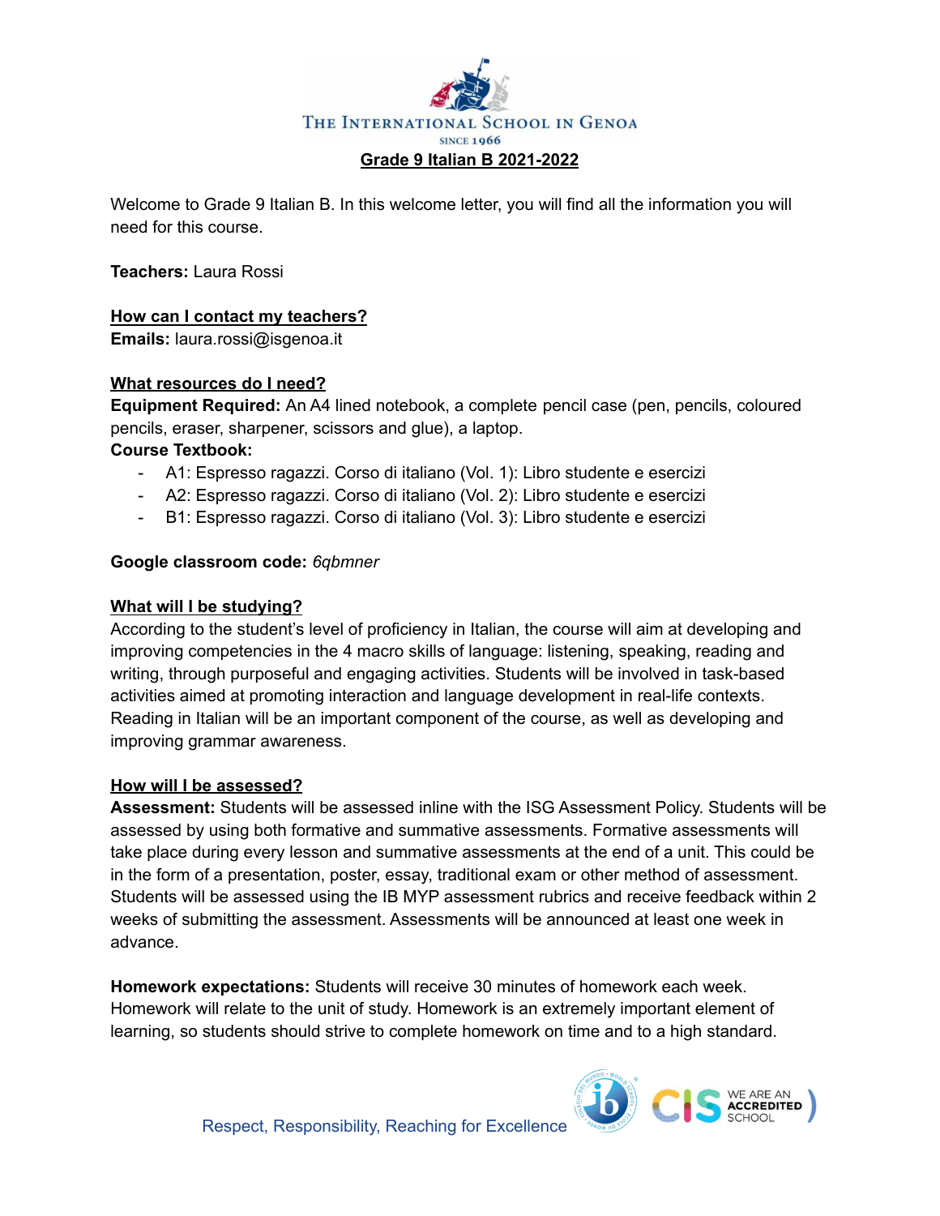The International School in Genoa

Since 1966

## Grade 9 Italian B 2021-2022

Welcome to Grade 9 Italian B. In this welcome letter, you will find all the information you will need for this course.

**Teachers:** Laura Rossi

### How can I contact my teachers?

**Emails:** laura.rossi@isgenoa.it

### What resources do I need?

**Equipment Required:** An A4 lined notebook, a complete pencil case (pen, pencils, coloured pencils, eraser, sharpener, scissors and glue), a laptop.

**Course Textbook:**

- A1: Espresso ragazzi. Corso di italiano (Vol. 1): Libro studente e esercizi
- A2: Espresso ragazzi. Corso di italiano (Vol. 2): Libro studente e esercizi
- B1: Espresso ragazzi. Corso di italiano (Vol. 3): Libro studente e esercizi

**Google classroom code:** *6qbmner*

### What will I be studying?

According to the student's level of proficiency in Italian, the course will aim at developing and improving competencies in the 4 macro skills of language: listening, speaking, reading and writing, through purposeful and engaging activities. Students will be involved in task-based activities aimed at promoting interaction and language development in real-life contexts. Reading in Italian will be an important component of the course, as well as developing and improving grammar awareness.

### How will I be assessed?

**Assessment:** Students will be assessed inline with the ISG Assessment Policy. Students will be assessed by using both formative and summative assessments. Formative assessments will take place during every lesson and summative assessments at the end of a unit. This could be in the form of a presentation, poster, essay, traditional exam or other method of assessment. Students will be assessed using the IB MYP assessment rubrics and receive feedback within 2 weeks of submitting the assessment. Assessments will be announced at least one week in advance.

**Homework expectations:** Students will receive 30 minutes of homework each week. Homework will relate to the unit of study. Homework is an extremely important element of learning, so students should strive to complete homework on time and to a high standard.

Respect, Responsibility, Reaching for Excellence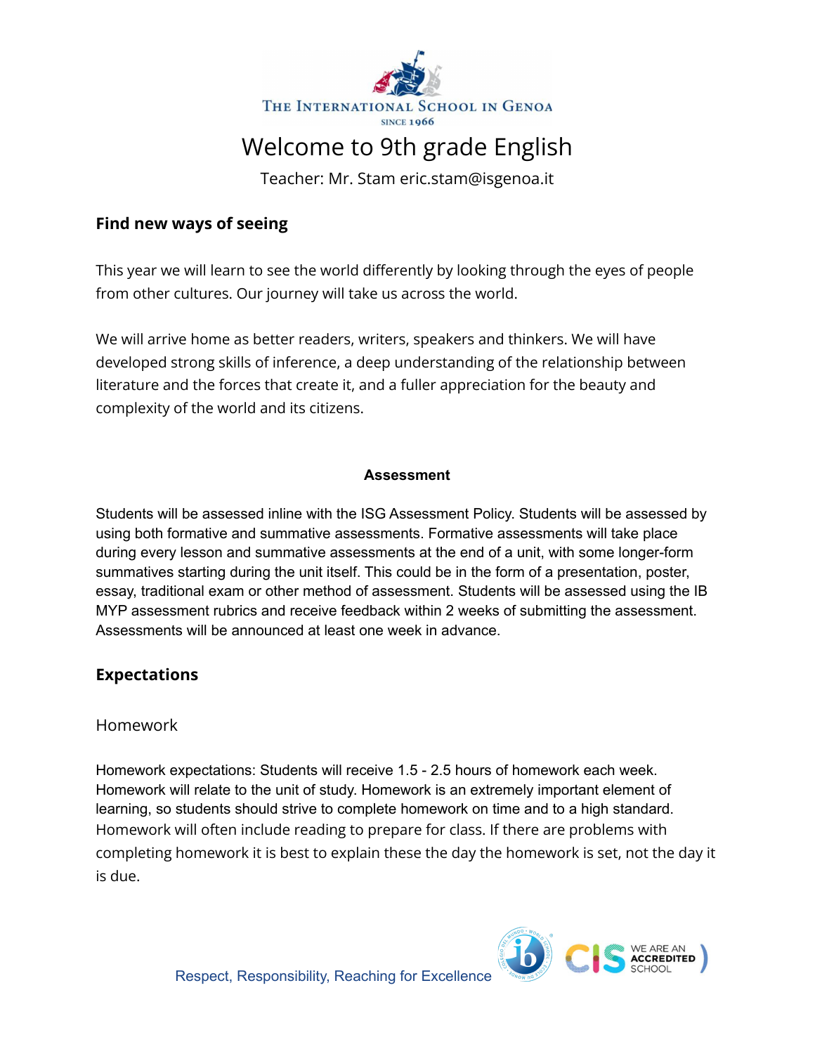# Welcome to 9th grade English

Teacher: Mr. Stam eric.stam@isgenoa.it

## Find new ways of seeing

This year we will learn to see the world differently by looking through the eyes of people from other cultures. Our journey will take us across the world.

We will arrive home as better readers, writers, speakers and thinkers. We will have developed strong skills of inference, a deep understanding of the relationship between literature and the forces that create it, and a fuller appreciation for the beauty and complexity of the world and its citizens.

### Assessment

Students will be assessed inline with the ISG Assessment Policy. Students will be assessed by using both formative and summative assessments. Formative assessments will take place during every lesson and summative assessments at the end of a unit, with some longer-form summatives starting during the unit itself. This could be in the form of a presentation, poster, essay, traditional exam or other method of assessment. Students will be assessed using the IB MYP assessment rubrics and receive feedback within 2 weeks of submitting the assessment. Assessments will be announced at least one week in advance.

## Expectations

### Homework

Homework expectations: Students will receive 1.5 - 2.5 hours of homework each week. Homework will relate to the unit of study. Homework is an extremely important element of learning, so students should strive to complete homework on time and to a high standard. Homework will often include reading to prepare for class. If there are problems with completing homework it is best to explain these the day the homework is set, not the day it is due.

Respect, Responsibility, Reaching for Excellence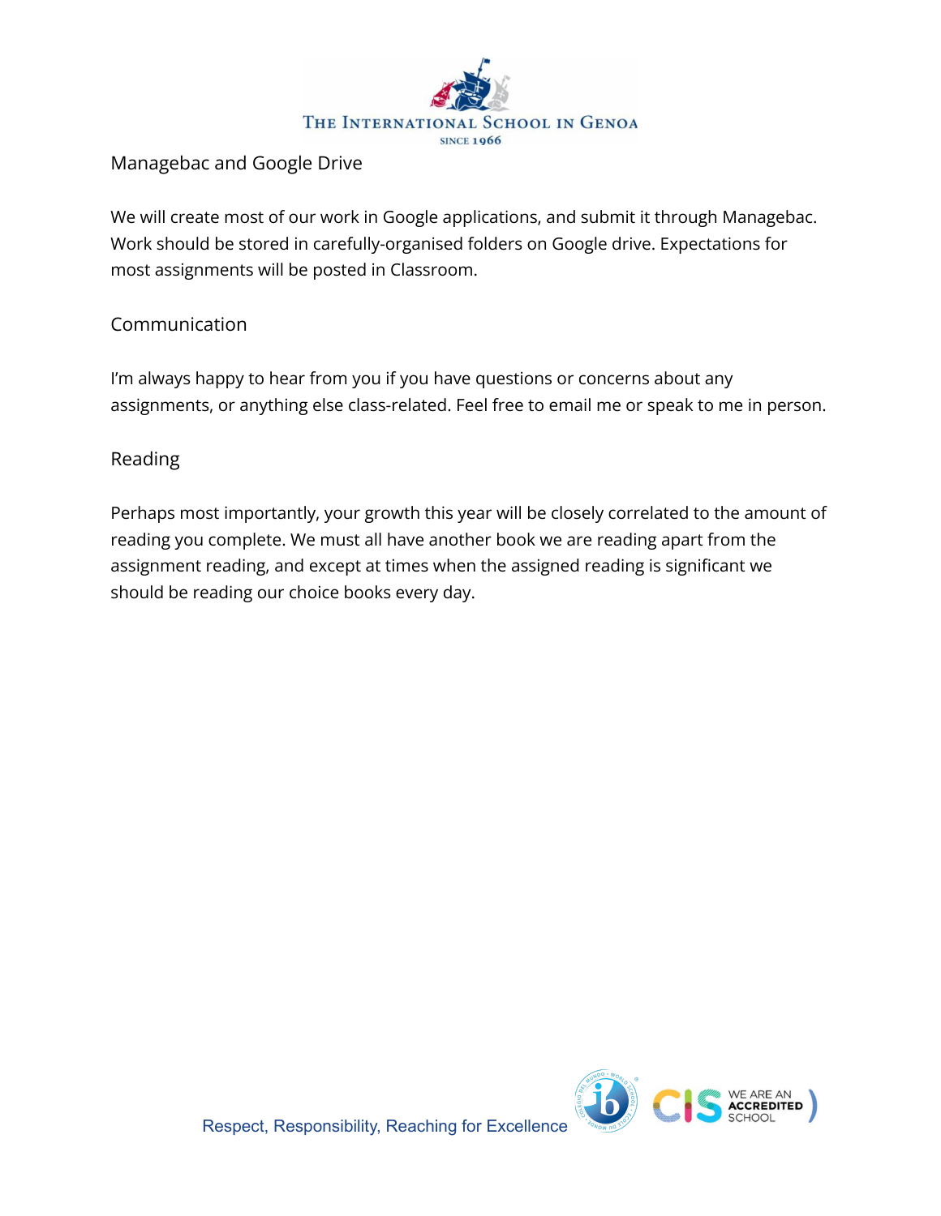## Managebac and Google Drive

We will create most of our work in Google applications, and submit it through Managebac. Work should be stored in carefully-organised folders on Google drive. Expectations for most assignments will be posted in Classroom.

## Communication

I'm always happy to hear from you if you have questions or concerns about any assignments, or anything else class-related. Feel free to email me or speak to me in person.

## Reading

Perhaps most importantly, your growth this year will be closely correlated to the amount of reading you complete. We must all have another book we are reading apart from the assignment reading, and except at times when the assigned reading is significant we should be reading our choice books every day.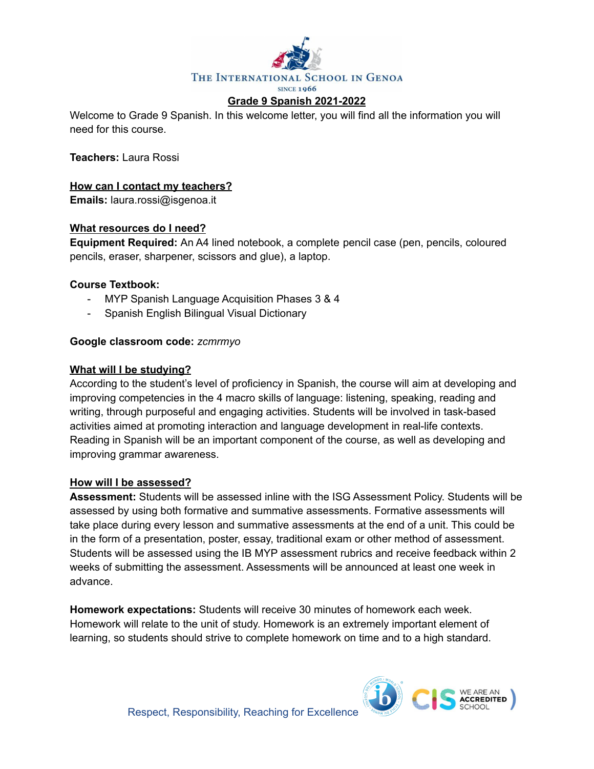THE INTERNATIONAL SCHOOL IN GENOA

SINCE 1966

# Grade 9 Spanish 2021-2022

Welcome to Grade 9 Spanish. In this welcome letter, you will find all the information you will need for this course.

**Teachers:** Laura Rossi

## How can I contact my teachers?

**Emails:** laura.rossi@isgenoa.it

## What resources do I need?

**Equipment Required:** An A4 lined notebook, a complete pencil case (pen, pencils, coloured pencils, eraser, sharpener, scissors and glue), a laptop.

**Course Textbook:**

- MYP Spanish Language Acquisition Phases 3 & 4
- Spanish English Bilingual Visual Dictionary

**Google classroom code:** *zcmrmyo*

## What will I be studying?

According to the student's level of proficiency in Spanish, the course will aim at developing and improving competencies in the 4 macro skills of language: listening, speaking, reading and writing, through purposeful and engaging activities. Students will be involved in task-based activities aimed at promoting interaction and language development in real-life contexts. Reading in Spanish will be an important component of the course, as well as developing and improving grammar awareness.

## How will I be assessed?

**Assessment:** Students will be assessed inline with the ISG Assessment Policy. Students will be assessed by using both formative and summative assessments. Formative assessments will take place during every lesson and summative assessments at the end of a unit. This could be in the form of a presentation, poster, essay, traditional exam or other method of assessment. Students will be assessed using the IB MYP assessment rubrics and receive feedback within 2 weeks of submitting the assessment. Assessments will be announced at least one week in advance.

**Homework expectations:** Students will receive 30 minutes of homework each week. Homework will relate to the unit of study. Homework is an extremely important element of learning, so students should strive to complete homework on time and to a high standard.

Respect, Responsibility, Reaching for Excellence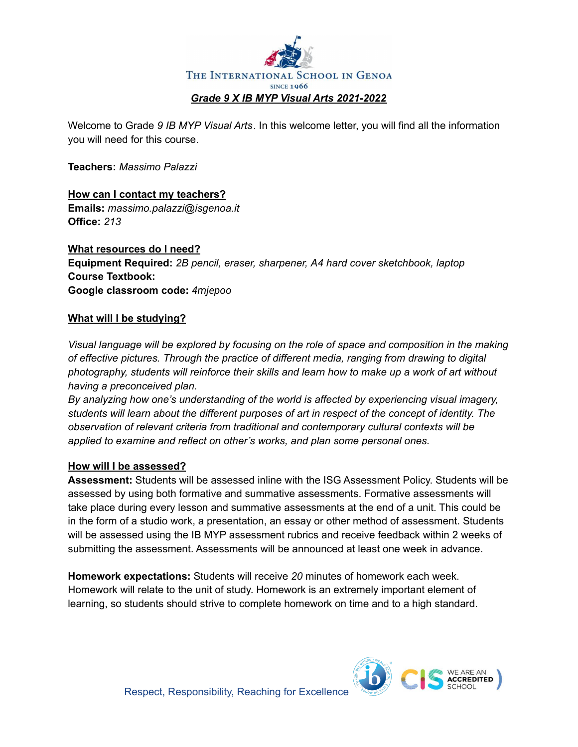The International School in Genoa

Since 1966

## *Grade 9 X IB MYP Visual Arts 2021-2022*

Welcome to Grade *9 IB MYP Visual Arts*. In this welcome letter, you will find all the information you will need for this course.

**Teachers:** *Massimo Palazzi*

### How can I contact my teachers?

**Emails:** *massimo.palazzi@isgenoa.it*
**Office:** *213*

### What resources do I need?

**Equipment Required:** *2B pencil, eraser, sharpener, A4 hard cover sketchbook, laptop*
**Course Textbook:**
**Google classroom code:** *4mjepoo*

### What will I be studying?

*Visual language will be explored by focusing on the role of space and composition in the making of effective pictures. Through the practice of different media, ranging from drawing to digital photography, students will reinforce their skills and learn how to make up a work of art without having a preconceived plan.*
*By analyzing how one's understanding of the world is affected by experiencing visual imagery, students will learn about the different purposes of art in respect of the concept of identity. The observation of relevant criteria from traditional and contemporary cultural contexts will be applied to examine and reflect on other's works, and plan some personal ones.*

### How will I be assessed?

**Assessment:** Students will be assessed inline with the ISG Assessment Policy. Students will be assessed by using both formative and summative assessments. Formative assessments will take place during every lesson and summative assessments at the end of a unit. This could be in the form of a studio work, a presentation, an essay or other method of assessment. Students will be assessed using the IB MYP assessment rubrics and receive feedback within 2 weeks of submitting the assessment. Assessments will be announced at least one week in advance.

**Homework expectations:** Students will receive *20* minutes of homework each week. Homework will relate to the unit of study. Homework is an extremely important element of learning, so students should strive to complete homework on time and to a high standard.

Respect, Responsibility, Reaching for Excellence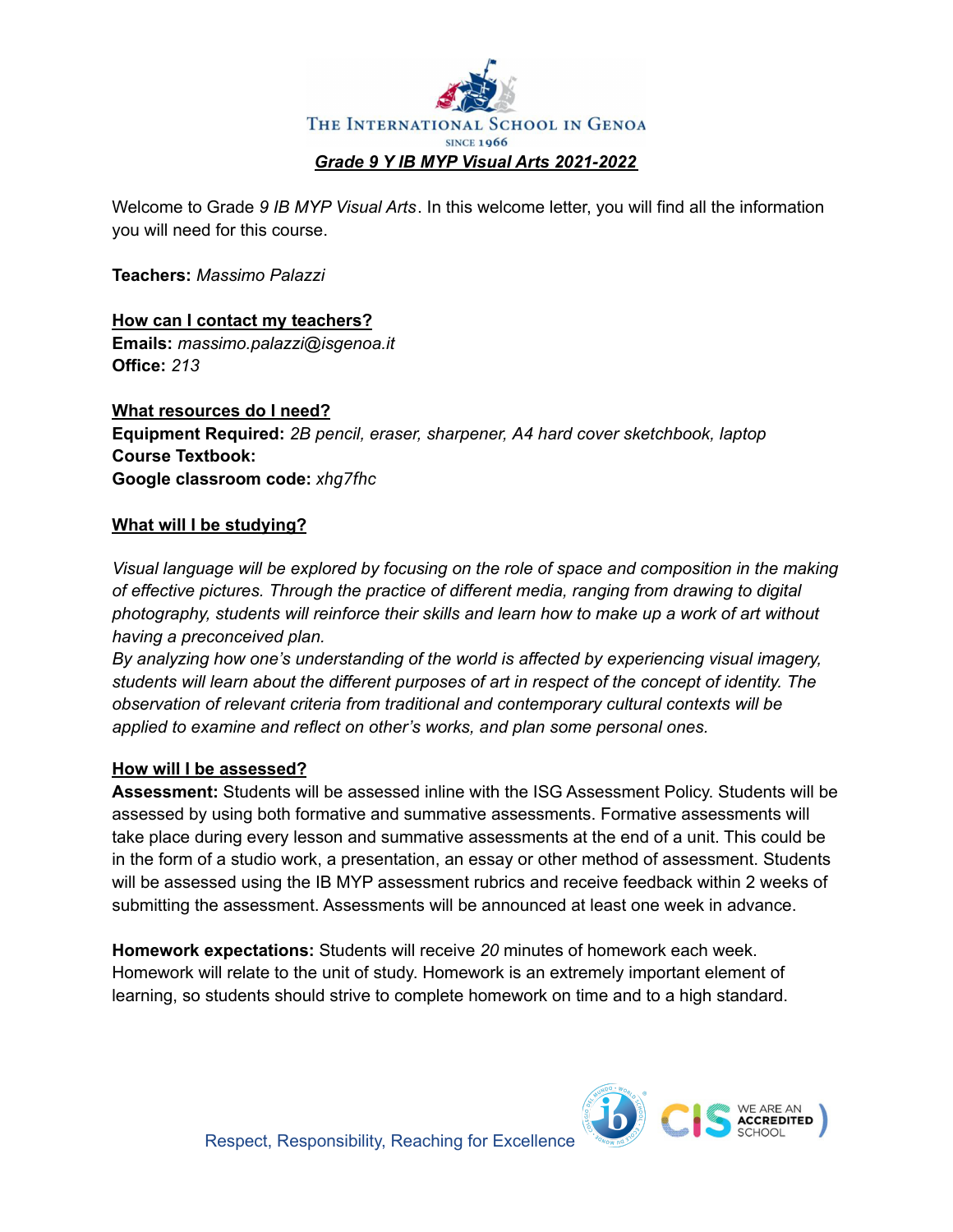THE INTERNATIONAL SCHOOL IN GENOA

SINCE 1966

## ***Grade 9 Y IB MYP Visual Arts 2021-2022***

Welcome to Grade *9 IB MYP Visual Arts*. In this welcome letter, you will find all the information you will need for this course.

**Teachers:** *Massimo Palazzi*

### How can I contact my teachers?

**Emails:** *massimo.palazzi@isgenoa.it*
**Office:** *213*

### What resources do I need?

**Equipment Required:** *2B pencil, eraser, sharpener, A4 hard cover sketchbook, laptop*
**Course Textbook:**
**Google classroom code:** *xhg7fhc*

### What will I be studying?

*Visual language will be explored by focusing on the role of space and composition in the making of effective pictures. Through the practice of different media, ranging from drawing to digital photography, students will reinforce their skills and learn how to make up a work of art without having a preconceived plan.*
*By analyzing how one's understanding of the world is affected by experiencing visual imagery, students will learn about the different purposes of art in respect of the concept of identity. The observation of relevant criteria from traditional and contemporary cultural contexts will be applied to examine and reflect on other's works, and plan some personal ones.*

### How will I be assessed?

**Assessment:** Students will be assessed inline with the ISG Assessment Policy. Students will be assessed by using both formative and summative assessments. Formative assessments will take place during every lesson and summative assessments at the end of a unit. This could be in the form of a studio work, a presentation, an essay or other method of assessment. Students will be assessed using the IB MYP assessment rubrics and receive feedback within 2 weeks of submitting the assessment. Assessments will be announced at least one week in advance.

**Homework expectations:** Students will receive *20* minutes of homework each week. Homework will relate to the unit of study. Homework is an extremely important element of learning, so students should strive to complete homework on time and to a high standard.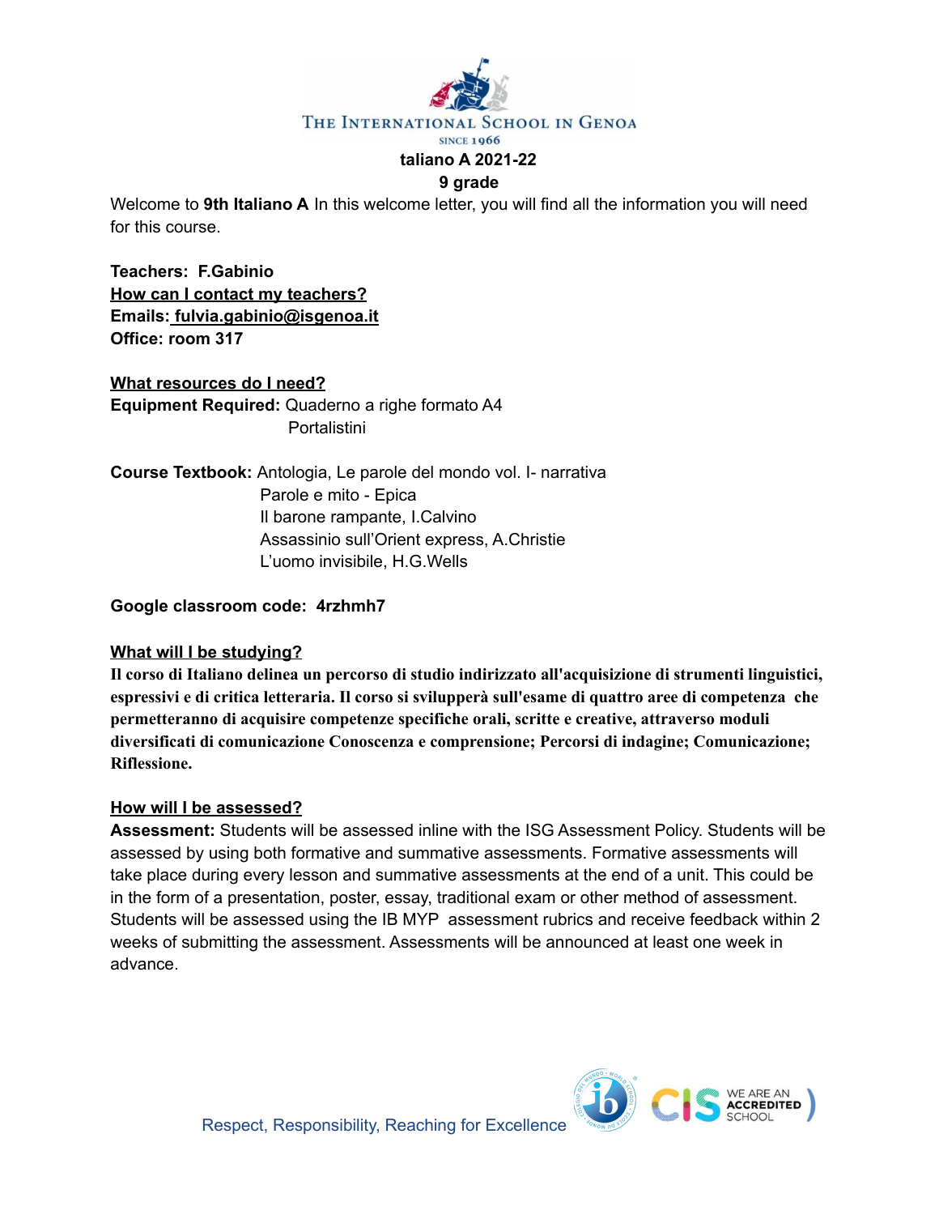THE INTERNATIONAL SCHOOL IN GENOA
SINCE 1966

**taliano A 2021-22**

**9 grade**

Welcome to **9th Italiano A** In this welcome letter, you will find all the information you will need for this course.

**Teachers: F.Gabinio**

**How can I contact my teachers?**

**Emails: fulvia.gabinio@isgenoa.it**

**Office: room 317**

**What resources do I need?**

**Equipment Required:** Quaderno a righe formato A4
Portalistini

**Course Textbook:** Antologia, Le parole del mondo vol. I- narrativa
Parole e mito - Epica
Il barone rampante, I.Calvino
Assassinio sull'Orient express, A.Christie
L'uomo invisibile, H.G.Wells

**Google classroom code: 4rzhmh7**

**What will I be studying?**

**Il corso di Italiano delinea un percorso di studio indirizzato all'acquisizione di strumenti linguistici, espressivi e di critica letteraria. Il corso si svilupperà sull'esame di quattro aree di competenza che permetteranno di acquisire competenze specifiche orali, scritte e creative, attraverso moduli diversificati di comunicazione Conoscenza e comprensione; Percorsi di indagine; Comunicazione; Riflessione.**

**How will I be assessed?**

**Assessment:** Students will be assessed inline with the ISG Assessment Policy. Students will be assessed by using both formative and summative assessments. Formative assessments will take place during every lesson and summative assessments at the end of a unit. This could be in the form of a presentation, poster, essay, traditional exam or other method of assessment. Students will be assessed using the IB MYP assessment rubrics and receive feedback within 2 weeks of submitting the assessment. Assessments will be announced at least one week in advance.

Respect, Responsibility, Reaching for Excellence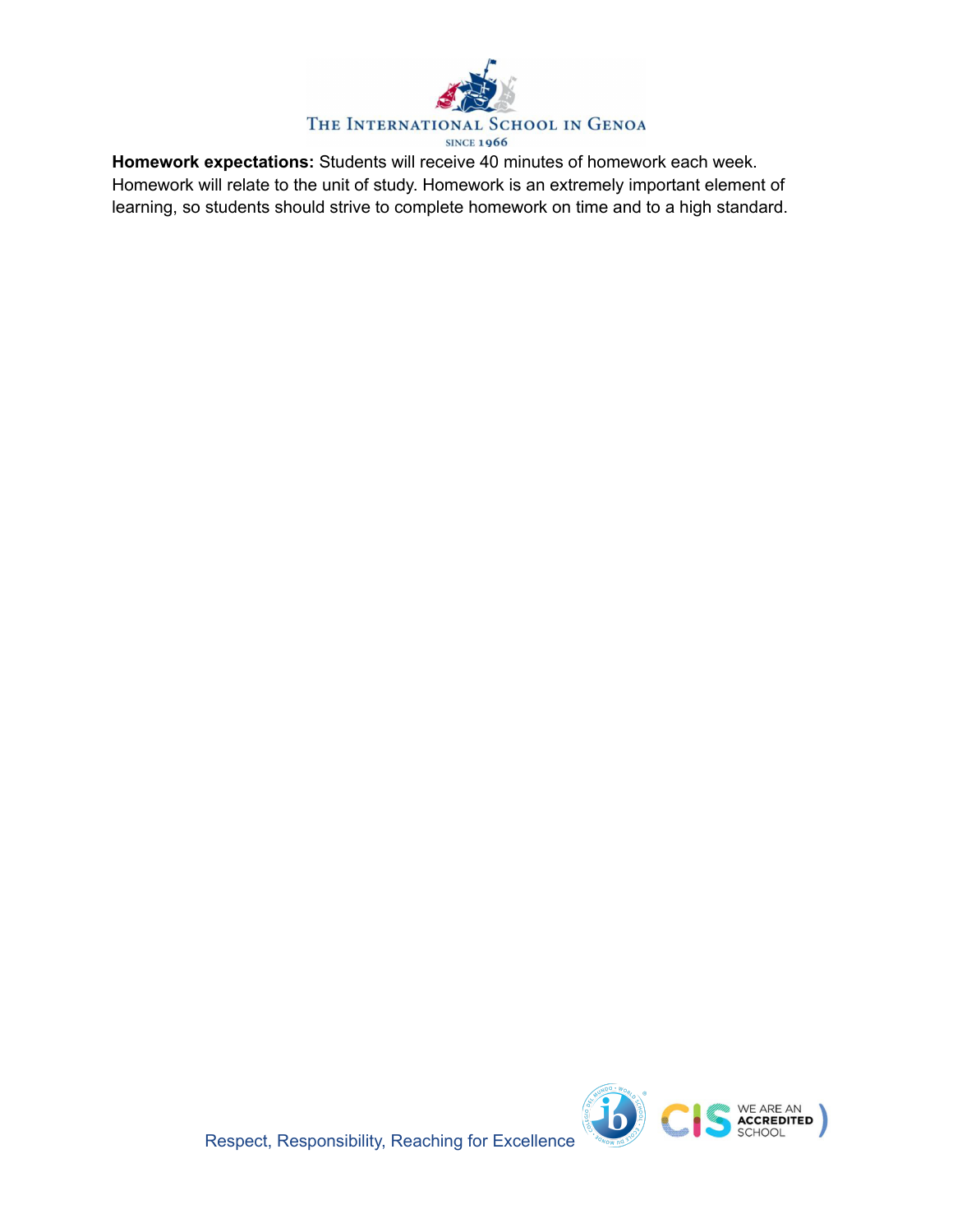**Homework expectations:** Students will receive 40 minutes of homework each week. Homework will relate to the unit of study. Homework is an extremely important element of learning, so students should strive to complete homework on time and to a high standard.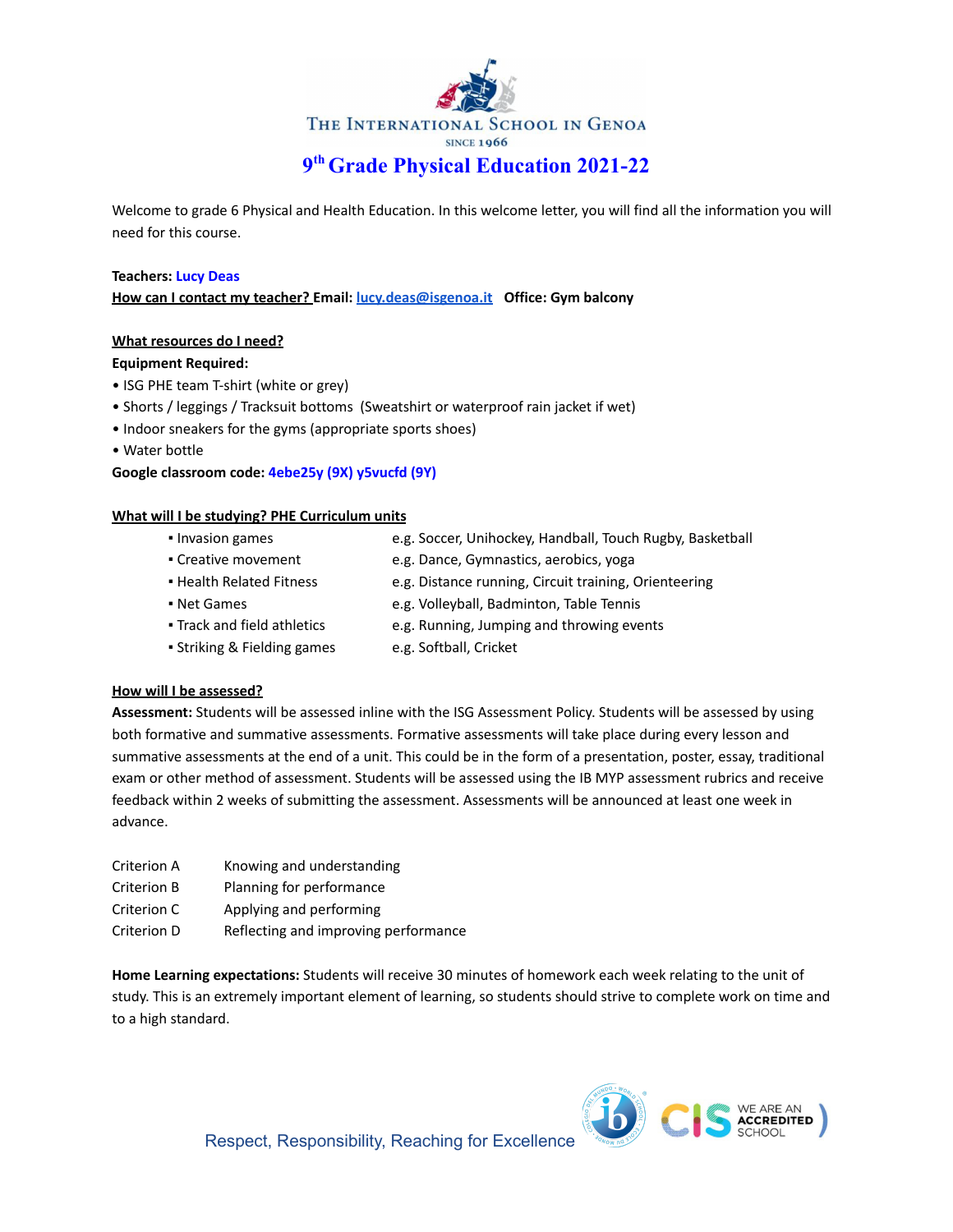THE INTERNATIONAL SCHOOL IN GENOA

SINCE 1966

# 9th Grade Physical Education 2021-22

Welcome to grade 6 Physical and Health Education. In this welcome letter, you will find all the information you will need for this course.

**Teachers:** Lucy Deas

**How can I contact my teacher? Email:** lucy.deas@isgenoa.it   **Office: Gym balcony**

**What resources do I need?**

**Equipment Required:**

- ISG PHE team T-shirt (white or grey)
- Shorts / leggings / Tracksuit bottoms  (Sweatshirt or waterproof rain jacket if wet)
- Indoor sneakers for the gyms (appropriate sports shoes)
- Water bottle

**Google classroom code:** 4ebe25y (9X) y5vucfd (9Y)

**What will I be studying? PHE Curriculum units**

- Invasion games — e.g. Soccer, Unihockey, Handball, Touch Rugby, Basketball
- Creative movement — e.g. Dance, Gymnastics, aerobics, yoga
- Health Related Fitness — e.g. Distance running, Circuit training, Orienteering
- Net Games — e.g. Volleyball, Badminton, Table Tennis
- Track and field athletics — e.g. Running, Jumping and throwing events
- Striking & Fielding games — e.g. Softball, Cricket

**How will I be assessed?**

**Assessment:** Students will be assessed inline with the ISG Assessment Policy. Students will be assessed by using both formative and summative assessments. Formative assessments will take place during every lesson and summative assessments at the end of a unit. This could be in the form of a presentation, poster, essay, traditional exam or other method of assessment. Students will be assessed using the IB MYP assessment rubrics and receive feedback within 2 weeks of submitting the assessment. Assessments will be announced at least one week in advance.

| Criterion A | Knowing and understanding |
|---|---|
| Criterion B | Planning for performance |
| Criterion C | Applying and performing |
| Criterion D | Reflecting and improving performance |

**Home Learning expectations:** Students will receive 30 minutes of homework each week relating to the unit of study. This is an extremely important element of learning, so students should strive to complete work on time and to a high standard.

Respect, Responsibility, Reaching for Excellence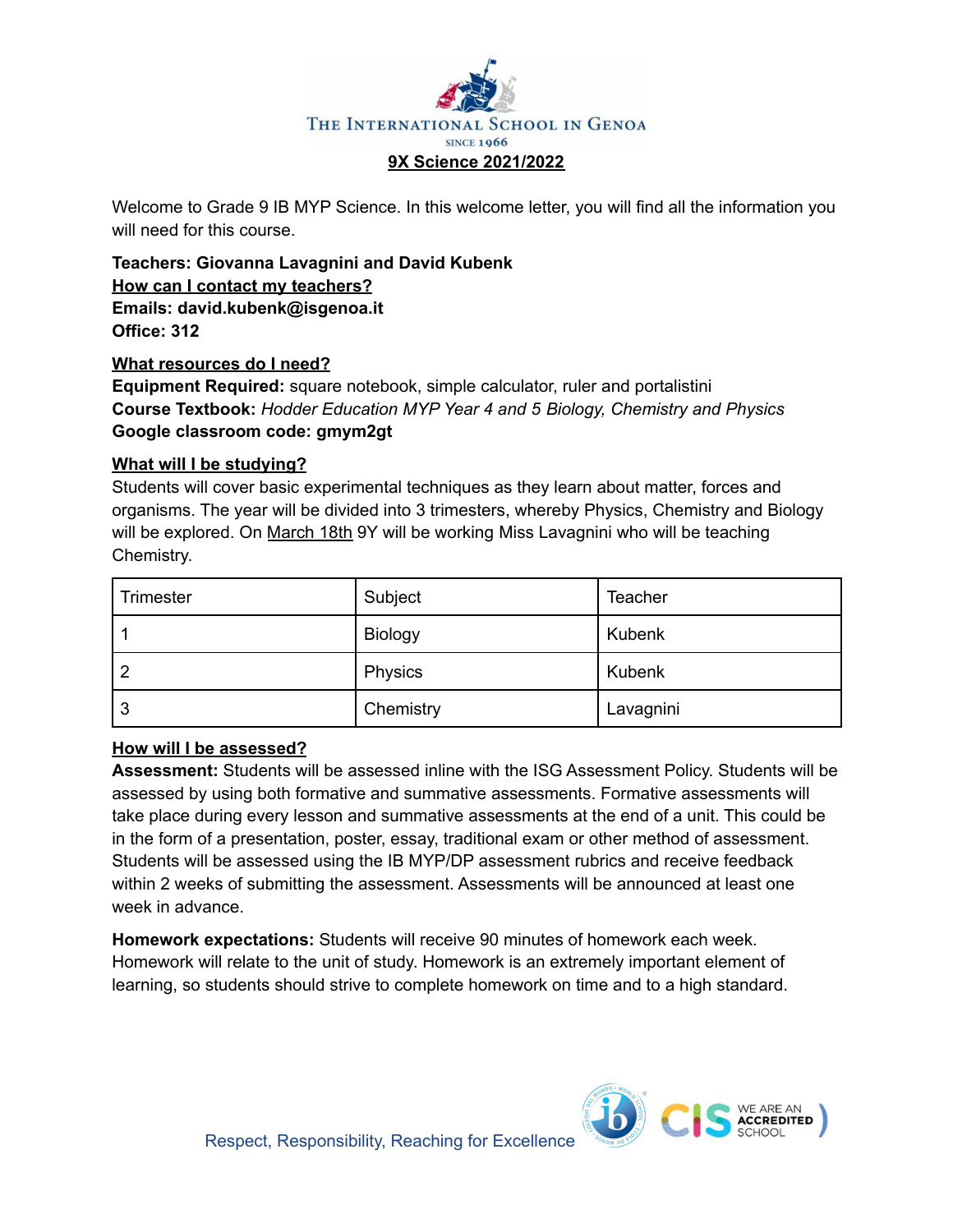The International School in Genoa
Since 1966

# 9X Science 2021/2022

Welcome to Grade 9 IB MYP Science. In this welcome letter, you will find all the information you will need for this course.

**Teachers: Giovanna Lavagnini and David Kubenk**
**How can I contact my teachers?**
**Emails: david.kubenk@isgenoa.it**
**Office: 312**

## What resources do I need?

**Equipment Required:** square notebook, simple calculator, ruler and portalistini
**Course Textbook:** *Hodder Education MYP Year 4 and 5 Biology, Chemistry and Physics*
**Google classroom code: gmym2gt**

## What will I be studying?

Students will cover basic experimental techniques as they learn about matter, forces and organisms. The year will be divided into 3 trimesters, whereby Physics, Chemistry and Biology will be explored. On March 18th 9Y will be working Miss Lavagnini who will be teaching Chemistry.

| Trimester | Subject | Teacher |
|---|---|---|
| 1 | Biology | Kubenk |
| 2 | Physics | Kubenk |
| 3 | Chemistry | Lavagnini |

## How will I be assessed?

**Assessment:** Students will be assessed inline with the ISG Assessment Policy. Students will be assessed by using both formative and summative assessments. Formative assessments will take place during every lesson and summative assessments at the end of a unit. This could be in the form of a presentation, poster, essay, traditional exam or other method of assessment. Students will be assessed using the IB MYP/DP assessment rubrics and receive feedback within 2 weeks of submitting the assessment. Assessments will be announced at least one week in advance.

**Homework expectations:** Students will receive 90 minutes of homework each week. Homework will relate to the unit of study. Homework is an extremely important element of learning, so students should strive to complete homework on time and to a high standard.

Respect, Responsibility, Reaching for Excellence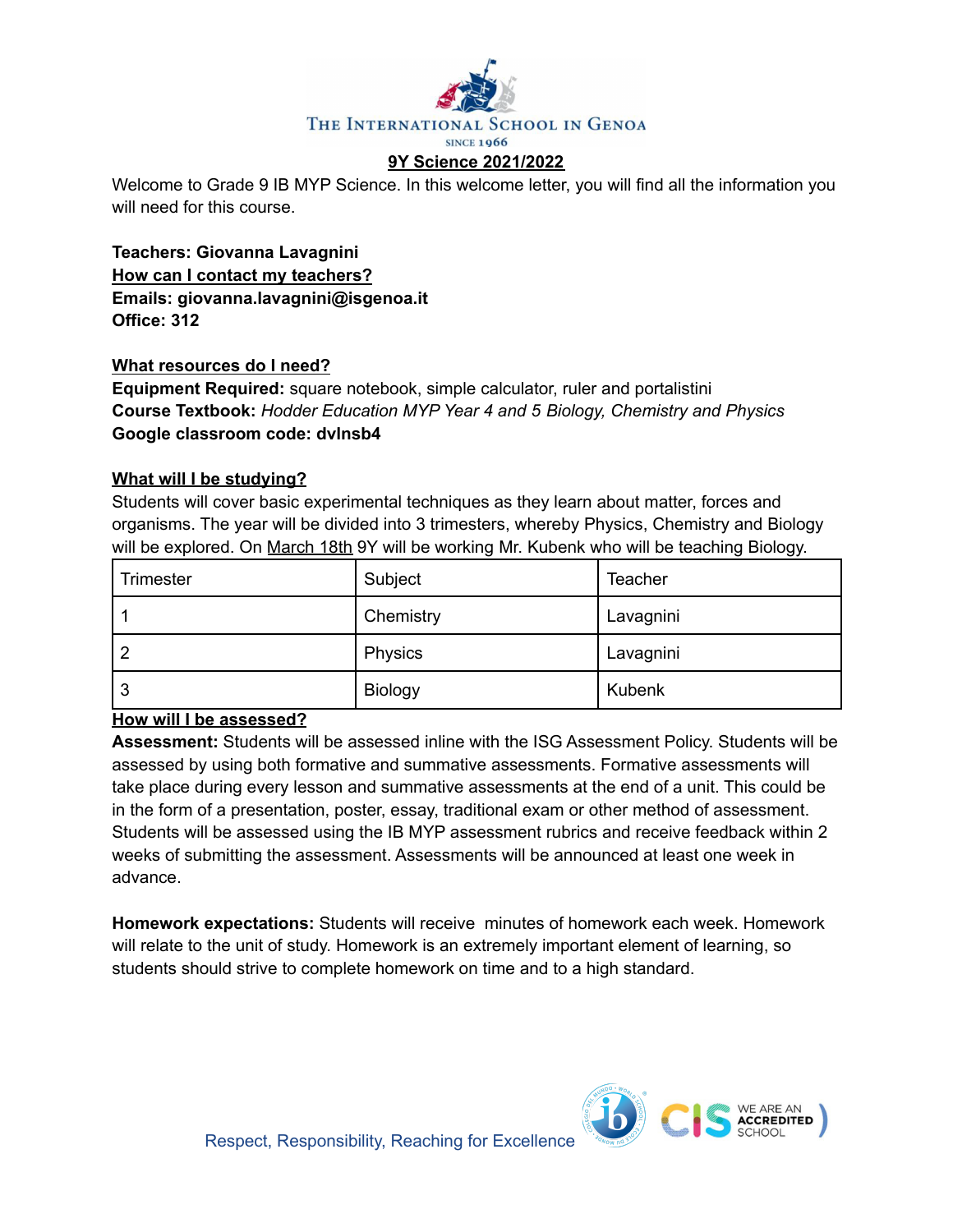The International School in Genoa

Since 1966

# 9Y Science 2021/2022

Welcome to Grade 9 IB MYP Science. In this welcome letter, you will find all the information you will need for this course.

**Teachers: Giovanna Lavagnini**

**How can I contact my teachers?**

**Emails: giovanna.lavagnini@isgenoa.it**

**Office: 312**

## What resources do I need?

**Equipment Required:** square notebook, simple calculator, ruler and portalistini

**Course Textbook:** *Hodder Education MYP Year 4 and 5 Biology, Chemistry and Physics*

**Google classroom code: dvlnsb4**

## What will I be studying?

Students will cover basic experimental techniques as they learn about matter, forces and organisms. The year will be divided into 3 trimesters, whereby Physics, Chemistry and Biology will be explored. On March 18th 9Y will be working Mr. Kubenk who will be teaching Biology.

| Trimester | Subject | Teacher |
|---|---|---|
| 1 | Chemistry | Lavagnini |
| 2 | Physics | Lavagnini |
| 3 | Biology | Kubenk |

## How will I be assessed?

**Assessment:** Students will be assessed inline with the ISG Assessment Policy. Students will be assessed by using both formative and summative assessments. Formative assessments will take place during every lesson and summative assessments at the end of a unit. This could be in the form of a presentation, poster, essay, traditional exam or other method of assessment. Students will be assessed using the IB MYP assessment rubrics and receive feedback within 2 weeks of submitting the assessment. Assessments will be announced at least one week in advance.

**Homework expectations:** Students will receive  minutes of homework each week. Homework will relate to the unit of study. Homework is an extremely important element of learning, so students should strive to complete homework on time and to a high standard.

Respect, Responsibility, Reaching for Excellence

WE ARE AN ACCREDITED SCHOOL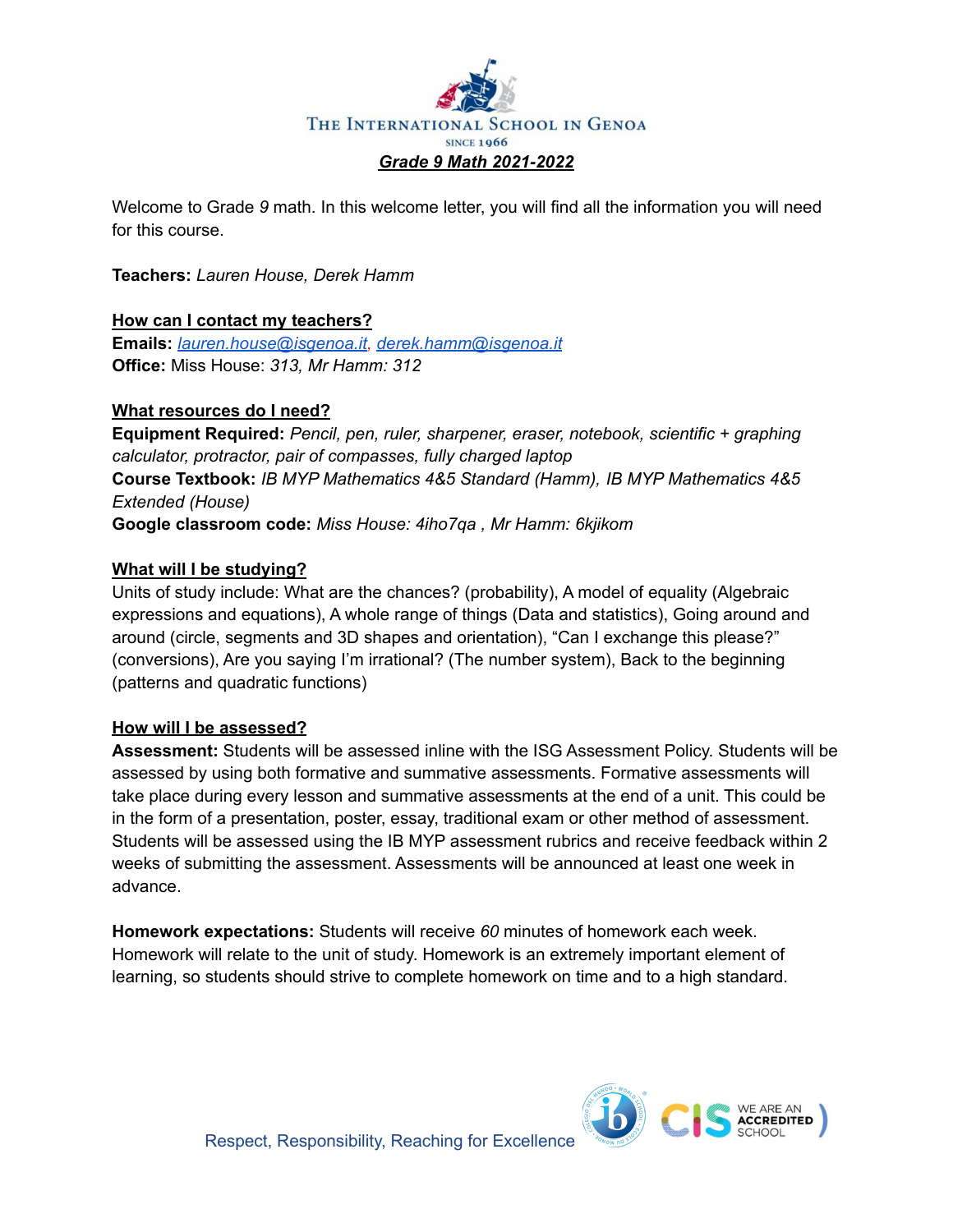THE INTERNATIONAL SCHOOL IN GENOA

SINCE 1966

## ***Grade 9 Math 2021-2022***

Welcome to Grade *9* math. In this welcome letter, you will find all the information you will need for this course.

**Teachers:** *Lauren House, Derek Hamm*

### How can I contact my teachers?

**Emails:** *lauren.house@isgenoa.it, derek.hamm@isgenoa.it*
**Office:** Miss House: *313, Mr Hamm: 312*

### What resources do I need?

**Equipment Required:** *Pencil, pen, ruler, sharpener, eraser, notebook, scientific + graphing calculator, protractor, pair of compasses, fully charged laptop*
**Course Textbook:** *IB MYP Mathematics 4&5 Standard (Hamm), IB MYP Mathematics 4&5 Extended (House)*
**Google classroom code:** *Miss House: 4iho7qa , Mr Hamm: 6kjikom*

### What will I be studying?

Units of study include: What are the chances? (probability), A model of equality (Algebraic expressions and equations), A whole range of things (Data and statistics), Going around and around (circle, segments and 3D shapes and orientation), "Can I exchange this please?" (conversions), Are you saying I'm irrational? (The number system), Back to the beginning (patterns and quadratic functions)

### How will I be assessed?

**Assessment:** Students will be assessed inline with the ISG Assessment Policy. Students will be assessed by using both formative and summative assessments. Formative assessments will take place during every lesson and summative assessments at the end of a unit. This could be in the form of a presentation, poster, essay, traditional exam or other method of assessment. Students will be assessed using the IB MYP assessment rubrics and receive feedback within 2 weeks of submitting the assessment. Assessments will be announced at least one week in advance.

**Homework expectations:** Students will receive *60* minutes of homework each week. Homework will relate to the unit of study. Homework is an extremely important element of learning, so students should strive to complete homework on time and to a high standard.

Respect, Responsibility, Reaching for Excellence

WE ARE AN ACCREDITED SCHOOL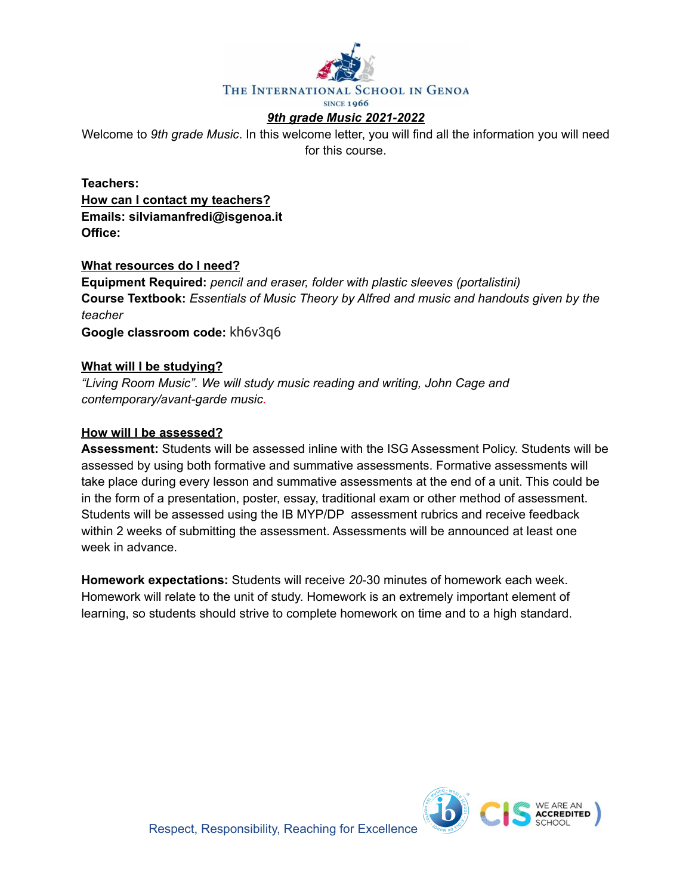THE INTERNATIONAL SCHOOL IN GENOA
SINCE 1966

## *9th grade Music 2021-2022*

Welcome to *9th grade Music*. In this welcome letter, you will find all the information you will need for this course.

**Teachers:**
**How can I contact my teachers?**
**Emails: silviamanfredi@isgenoa.it**
**Office:**

### What resources do I need?

**Equipment Required:** *pencil and eraser, folder with plastic sleeves (portalistini)*
**Course Textbook:** *Essentials of Music Theory by Alfred and music and handouts given by the teacher*
**Google classroom code:** kh6v3q6

### What will I be studying?

*"Living Room Music". We will study music reading and writing, John Cage and contemporary/avant-garde music.*

### How will I be assessed?

**Assessment:** Students will be assessed inline with the ISG Assessment Policy. Students will be assessed by using both formative and summative assessments. Formative assessments will take place during every lesson and summative assessments at the end of a unit. This could be in the form of a presentation, poster, essay, traditional exam or other method of assessment. Students will be assessed using the IB MYP/DP assessment rubrics and receive feedback within 2 weeks of submitting the assessment. Assessments will be announced at least one week in advance.

**Homework expectations:** Students will receive *20*-30 minutes of homework each week. Homework will relate to the unit of study. Homework is an extremely important element of learning, so students should strive to complete homework on time and to a high standard.

Respect, Responsibility, Reaching for Excellence

WE ARE AN ACCREDITED SCHOOL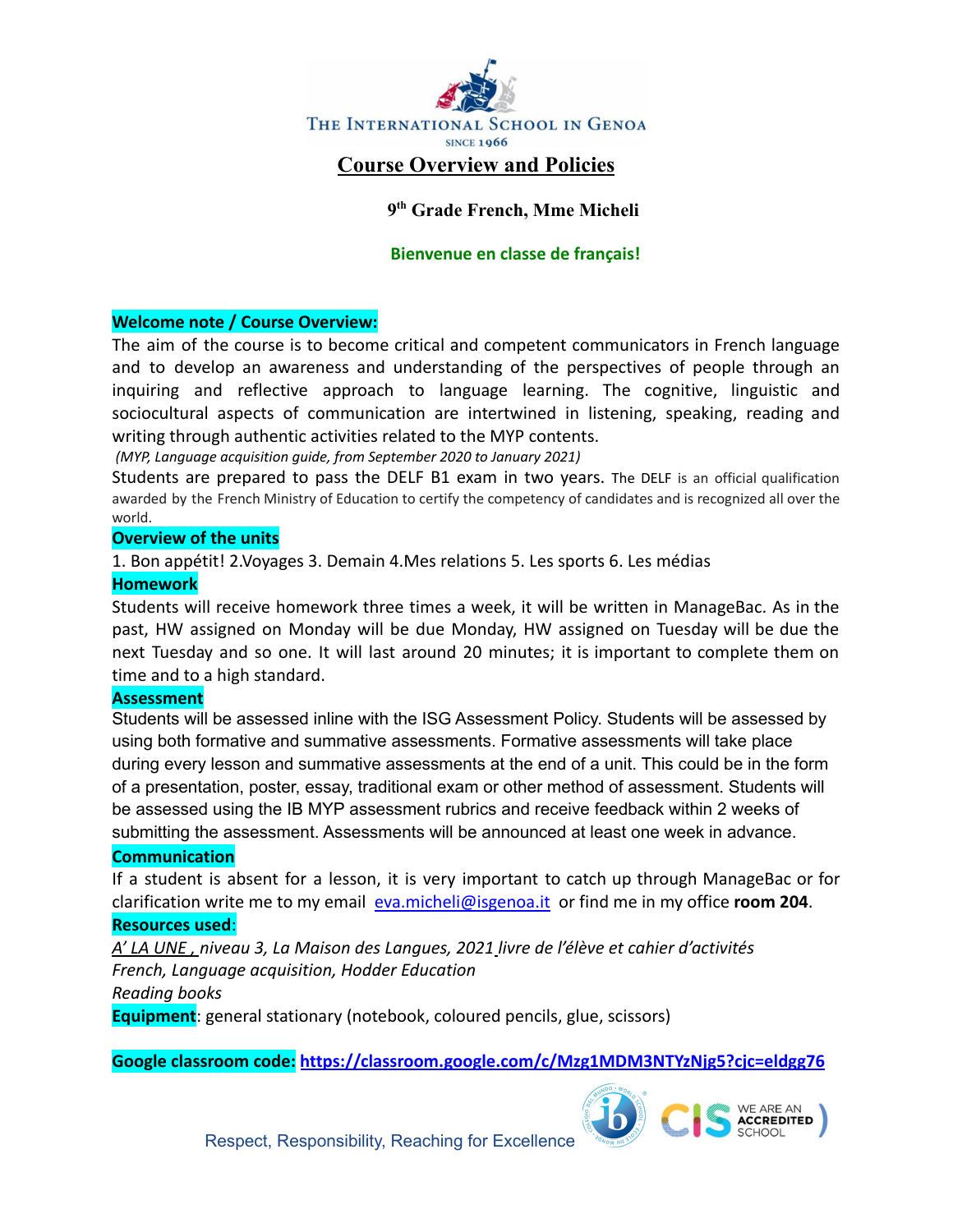THE INTERNATIONAL SCHOOL IN GENOA
SINCE 1966

# Course Overview and Policies

## 9th Grade French, Mme Micheli

**Bienvenue en classe de français!**

**Welcome note / Course Overview:**

The aim of the course is to become critical and competent communicators in French language and to develop an awareness and understanding of the perspectives of people through an inquiring and reflective approach to language learning. The cognitive, linguistic and sociocultural aspects of communication are intertwined in listening, speaking, reading and writing through authentic activities related to the MYP contents.

*(MYP, Language acquisition guide, from September 2020 to January 2021)*

Students are prepared to pass the DELF B1 exam in two years. The DELF is an official qualification awarded by the French Ministry of Education to certify the competency of candidates and is recognized all over the world.

**Overview of the units**

1. Bon appétit! 2.Voyages 3. Demain 4.Mes relations 5. Les sports 6. Les médias

**Homework**

Students will receive homework three times a week, it will be written in ManageBac. As in the past, HW assigned on Monday will be due Monday, HW assigned on Tuesday will be due the next Tuesday and so one. It will last around 20 minutes; it is important to complete them on time and to a high standard.

**Assessment**

Students will be assessed inline with the ISG Assessment Policy. Students will be assessed by using both formative and summative assessments. Formative assessments will take place during every lesson and summative assessments at the end of a unit. This could be in the form of a presentation, poster, essay, traditional exam or other method of assessment. Students will be assessed using the IB MYP assessment rubrics and receive feedback within 2 weeks of submitting the assessment. Assessments will be announced at least one week in advance.

**Communication**

If a student is absent for a lesson, it is very important to catch up through ManageBac or for clarification write me to my email eva.micheli@isgenoa.it or find me in my office **room 204**.

**Resources used**:

*A' LA UNE , niveau 3, La Maison des Langues, 2021 livre de l'élève et cahier d'activités*
*French, Language acquisition, Hodder Education*
*Reading books*

**Equipment**: general stationary (notebook, coloured pencils, glue, scissors)

**Google classroom code:** https://classroom.google.com/c/Mzg1MDM3NTYzNjg5?cjc=eldgg76

Respect, Responsibility, Reaching for Excellence

WE ARE AN ACCREDITED SCHOOL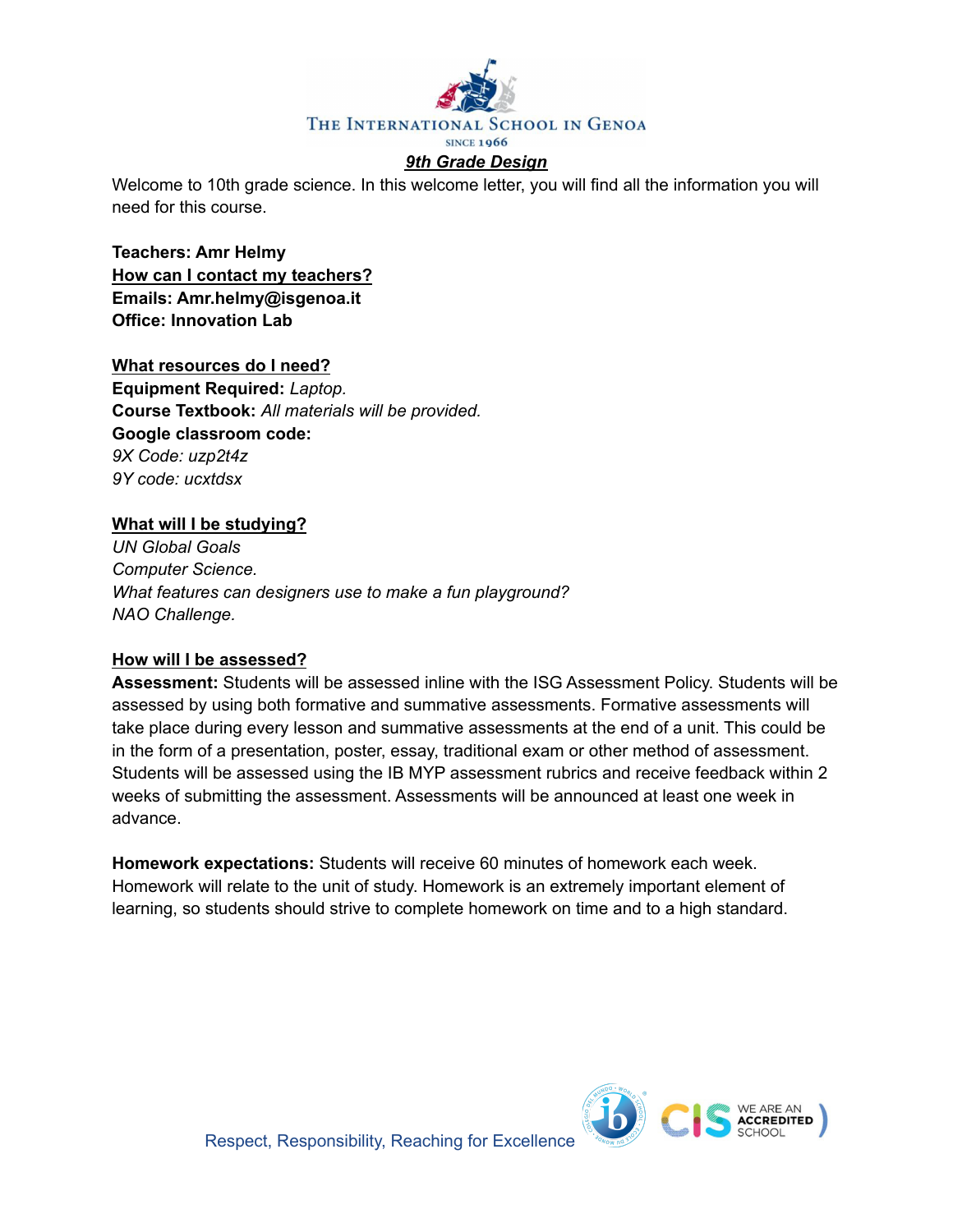THE INTERNATIONAL SCHOOL IN GENOA

SINCE 1966

# *9th Grade Design*

Welcome to 10th grade science. In this welcome letter, you will find all the information you will need for this course.

**Teachers: Amr Helmy**

**How can I contact my teachers?**

**Emails: Amr.helmy@isgenoa.it**

**Office: Innovation Lab**

**What resources do I need?**

**Equipment Required:** *Laptop.*

**Course Textbook:** *All materials will be provided.*

**Google classroom code:**

*9X Code: uzp2t4z*

*9Y code: ucxtdsx*

**What will I be studying?**

*UN Global Goals*

*Computer Science.*

*What features can designers use to make a fun playground?*

*NAO Challenge.*

**How will I be assessed?**

**Assessment:** Students will be assessed inline with the ISG Assessment Policy. Students will be assessed by using both formative and summative assessments. Formative assessments will take place during every lesson and summative assessments at the end of a unit. This could be in the form of a presentation, poster, essay, traditional exam or other method of assessment. Students will be assessed using the IB MYP assessment rubrics and receive feedback within 2 weeks of submitting the assessment. Assessments will be announced at least one week in advance.

**Homework expectations:** Students will receive 60 minutes of homework each week. Homework will relate to the unit of study. Homework is an extremely important element of learning, so students should strive to complete homework on time and to a high standard.

Respect, Responsibility, Reaching for Excellence

WE ARE AN ACCREDITED SCHOOL